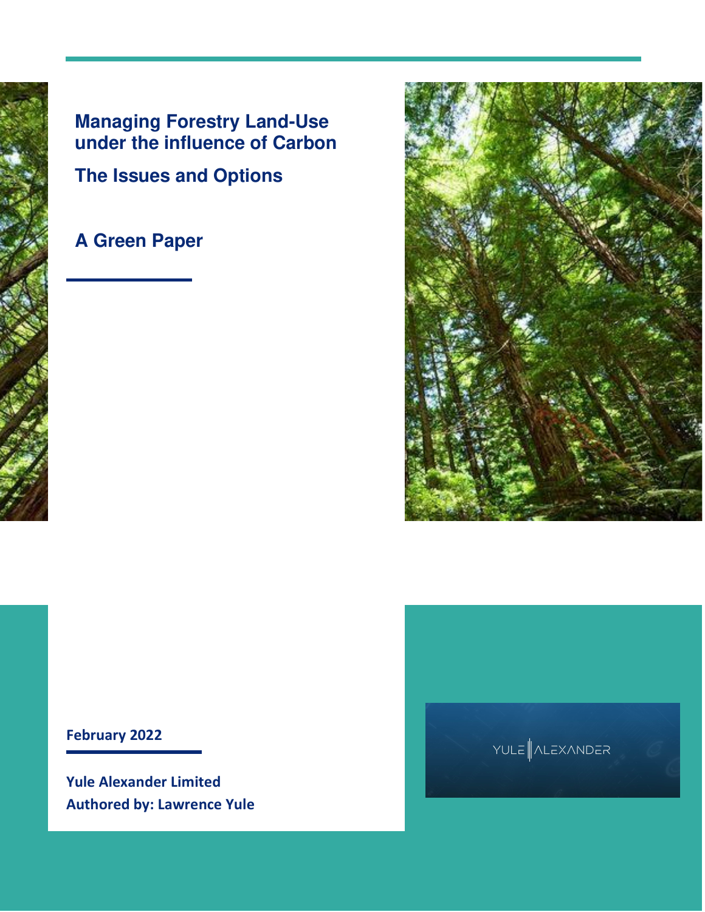# Managing Forestry Land-Use under the influence of Carbon

## The Issues and Options

## A Green Paper

**February 2022**

**Yule Alexander Limited**
**Authored by: Lawrence Yule**

YULE ALEXANDER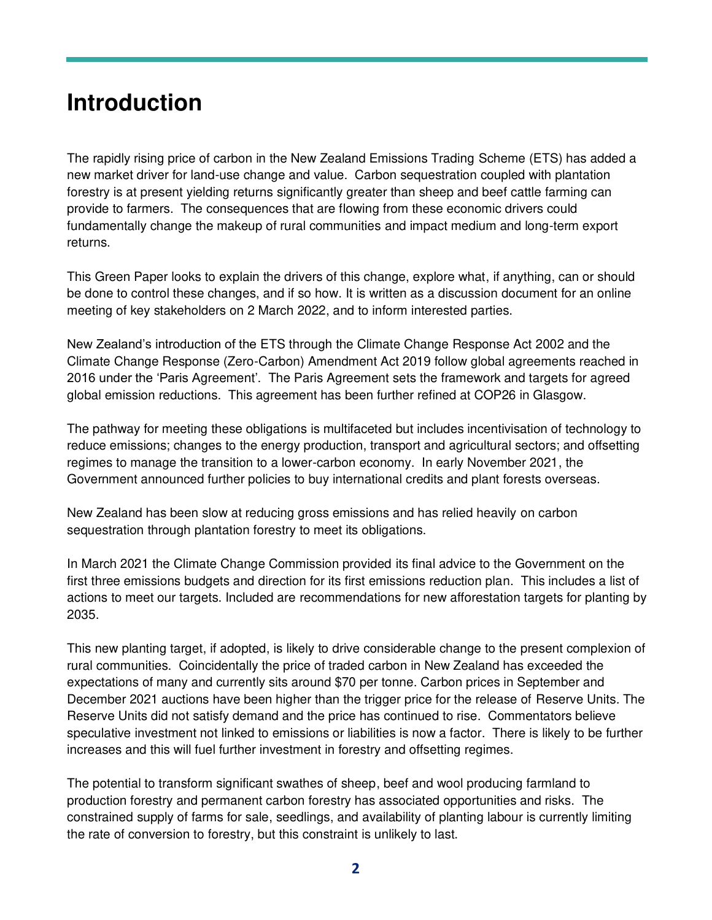# Introduction

The rapidly rising price of carbon in the New Zealand Emissions Trading Scheme (ETS) has added a new market driver for land-use change and value. Carbon sequestration coupled with plantation forestry is at present yielding returns significantly greater than sheep and beef cattle farming can provide to farmers. The consequences that are flowing from these economic drivers could fundamentally change the makeup of rural communities and impact medium and long-term export returns.

This Green Paper looks to explain the drivers of this change, explore what, if anything, can or should be done to control these changes, and if so how. It is written as a discussion document for an online meeting of key stakeholders on 2 March 2022, and to inform interested parties.

New Zealand's introduction of the ETS through the Climate Change Response Act 2002 and the Climate Change Response (Zero-Carbon) Amendment Act 2019 follow global agreements reached in 2016 under the 'Paris Agreement'. The Paris Agreement sets the framework and targets for agreed global emission reductions. This agreement has been further refined at COP26 in Glasgow.

The pathway for meeting these obligations is multifaceted but includes incentivisation of technology to reduce emissions; changes to the energy production, transport and agricultural sectors; and offsetting regimes to manage the transition to a lower-carbon economy. In early November 2021, the Government announced further policies to buy international credits and plant forests overseas.

New Zealand has been slow at reducing gross emissions and has relied heavily on carbon sequestration through plantation forestry to meet its obligations.

In March 2021 the Climate Change Commission provided its final advice to the Government on the first three emissions budgets and direction for its first emissions reduction plan. This includes a list of actions to meet our targets. Included are recommendations for new afforestation targets for planting by 2035.

This new planting target, if adopted, is likely to drive considerable change to the present complexion of rural communities. Coincidentally the price of traded carbon in New Zealand has exceeded the expectations of many and currently sits around $70 per tonne. Carbon prices in September and December 2021 auctions have been higher than the trigger price for the release of Reserve Units. The Reserve Units did not satisfy demand and the price has continued to rise. Commentators believe speculative investment not linked to emissions or liabilities is now a factor. There is likely to be further increases and this will fuel further investment in forestry and offsetting regimes.

The potential to transform significant swathes of sheep, beef and wool producing farmland to production forestry and permanent carbon forestry has associated opportunities and risks. The constrained supply of farms for sale, seedlings, and availability of planting labour is currently limiting the rate of conversion to forestry, but this constraint is unlikely to last.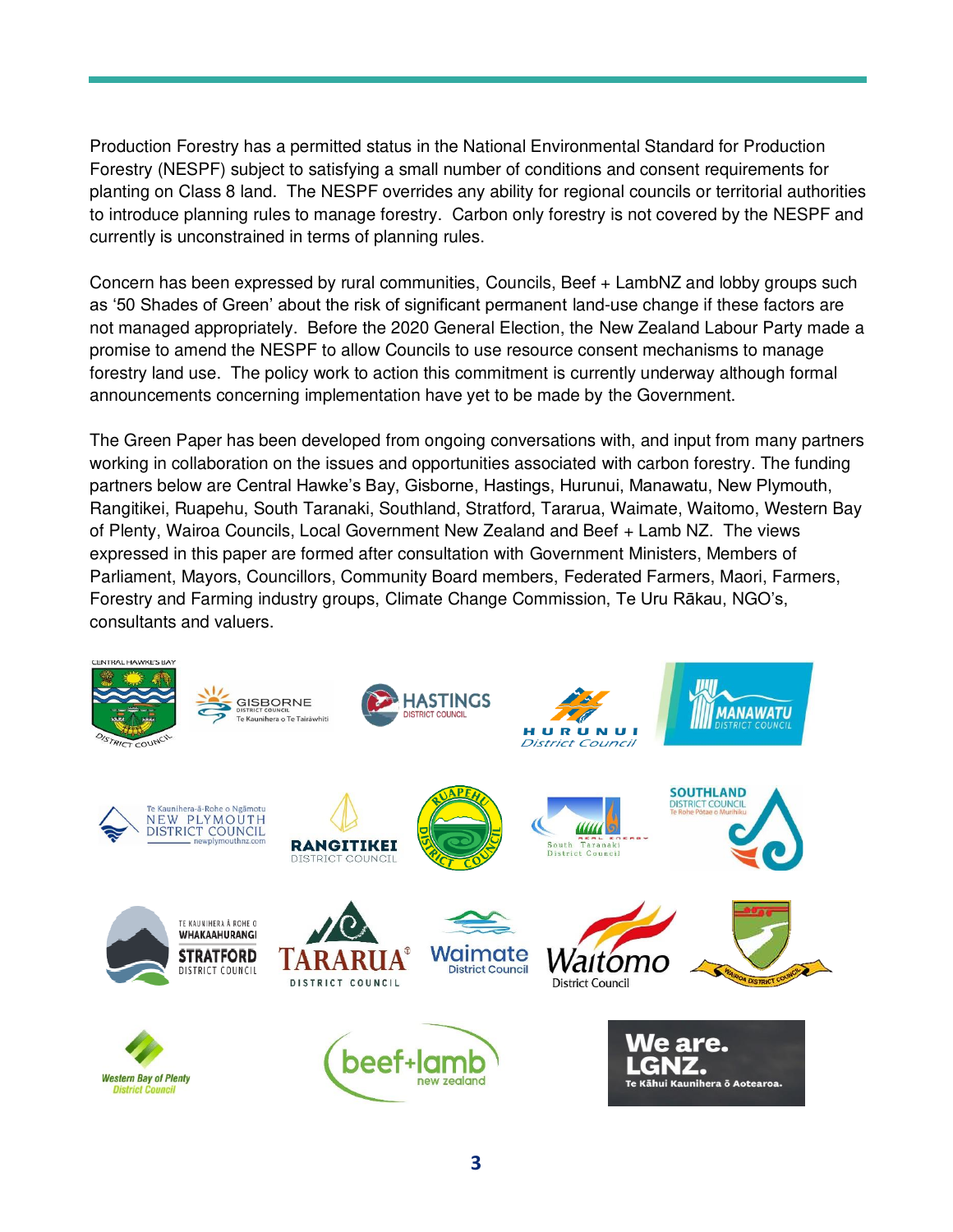Production Forestry has a permitted status in the National Environmental Standard for Production Forestry (NESPF) subject to satisfying a small number of conditions and consent requirements for planting on Class 8 land. The NESPF overrides any ability for regional councils or territorial authorities to introduce planning rules to manage forestry. Carbon only forestry is not covered by the NESPF and currently is unconstrained in terms of planning rules.

Concern has been expressed by rural communities, Councils, Beef + LambNZ and lobby groups such as '50 Shades of Green' about the risk of significant permanent land-use change if these factors are not managed appropriately. Before the 2020 General Election, the New Zealand Labour Party made a promise to amend the NESPF to allow Councils to use resource consent mechanisms to manage forestry land use. The policy work to action this commitment is currently underway although formal announcements concerning implementation have yet to be made by the Government.

The Green Paper has been developed from ongoing conversations with, and input from many partners working in collaboration on the issues and opportunities associated with carbon forestry. The funding partners below are Central Hawke's Bay, Gisborne, Hastings, Hurunui, Manawatu, New Plymouth, Rangitikei, Ruapehu, South Taranaki, Southland, Stratford, Tararua, Waimate, Waitomo, Western Bay of Plenty, Wairoa Councils, Local Government New Zealand and Beef + Lamb NZ. The views expressed in this paper are formed after consultation with Government Ministers, Members of Parliament, Mayors, Councillors, Community Board members, Federated Farmers, Maori, Farmers, Forestry and Farming industry groups, Climate Change Commission, Te Uru Rākau, NGO's, consultants and valuers.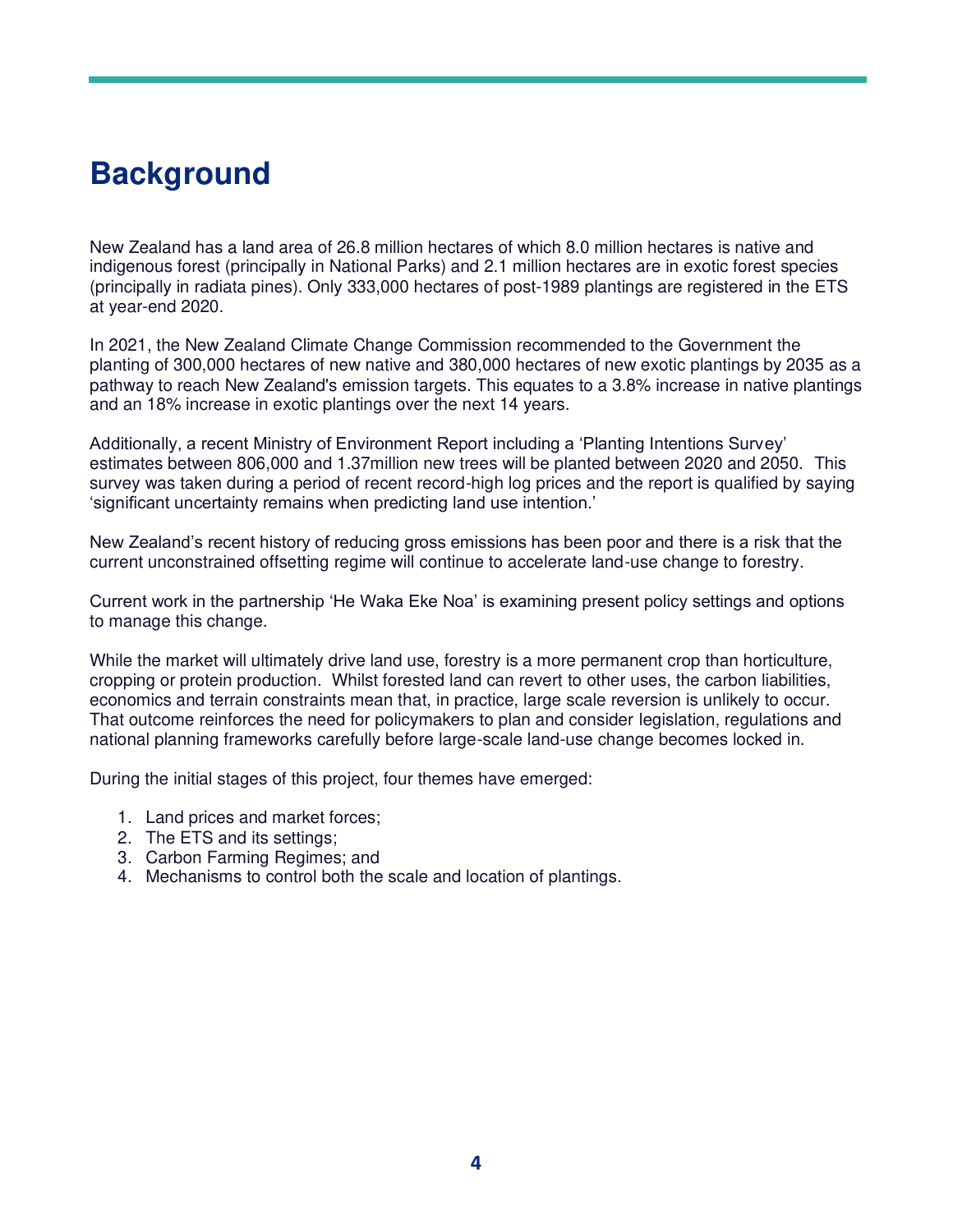# Background

New Zealand has a land area of 26.8 million hectares of which 8.0 million hectares is native and indigenous forest (principally in National Parks) and 2.1 million hectares are in exotic forest species (principally in radiata pines). Only 333,000 hectares of post-1989 plantings are registered in the ETS at year-end 2020.

In 2021, the New Zealand Climate Change Commission recommended to the Government the planting of 300,000 hectares of new native and 380,000 hectares of new exotic plantings by 2035 as a pathway to reach New Zealand's emission targets. This equates to a 3.8% increase in native plantings and an 18% increase in exotic plantings over the next 14 years.

Additionally, a recent Ministry of Environment Report including a 'Planting Intentions Survey' estimates between 806,000 and 1.37million new trees will be planted between 2020 and 2050. This survey was taken during a period of recent record-high log prices and the report is qualified by saying 'significant uncertainty remains when predicting land use intention.'

New Zealand's recent history of reducing gross emissions has been poor and there is a risk that the current unconstrained offsetting regime will continue to accelerate land-use change to forestry.

Current work in the partnership 'He Waka Eke Noa' is examining present policy settings and options to manage this change.

While the market will ultimately drive land use, forestry is a more permanent crop than horticulture, cropping or protein production. Whilst forested land can revert to other uses, the carbon liabilities, economics and terrain constraints mean that, in practice, large scale reversion is unlikely to occur. That outcome reinforces the need for policymakers to plan and consider legislation, regulations and national planning frameworks carefully before large-scale land-use change becomes locked in.

During the initial stages of this project, four themes have emerged:

1. Land prices and market forces;
2. The ETS and its settings;
3. Carbon Farming Regimes; and
4. Mechanisms to control both the scale and location of plantings.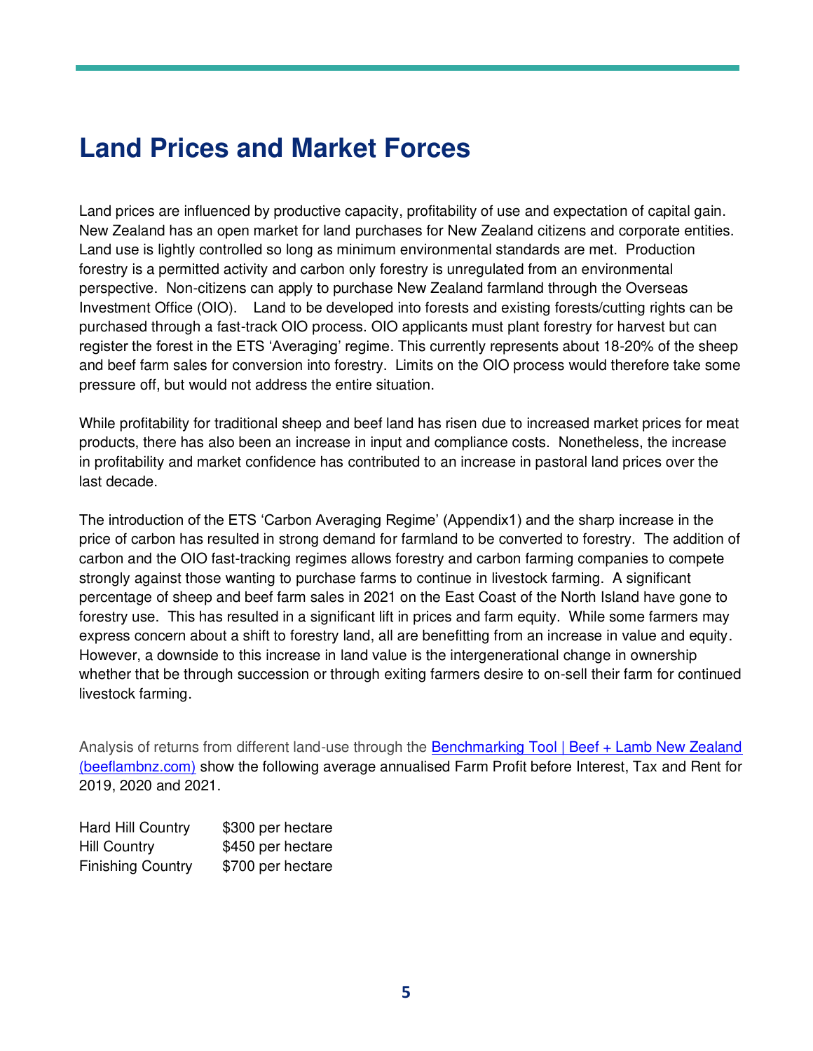# Land Prices and Market Forces

Land prices are influenced by productive capacity, profitability of use and expectation of capital gain. New Zealand has an open market for land purchases for New Zealand citizens and corporate entities. Land use is lightly controlled so long as minimum environmental standards are met. Production forestry is a permitted activity and carbon only forestry is unregulated from an environmental perspective. Non-citizens can apply to purchase New Zealand farmland through the Overseas Investment Office (OIO). Land to be developed into forests and existing forests/cutting rights can be purchased through a fast-track OIO process. OIO applicants must plant forestry for harvest but can register the forest in the ETS 'Averaging' regime. This currently represents about 18-20% of the sheep and beef farm sales for conversion into forestry. Limits on the OIO process would therefore take some pressure off, but would not address the entire situation.

While profitability for traditional sheep and beef land has risen due to increased market prices for meat products, there has also been an increase in input and compliance costs. Nonetheless, the increase in profitability and market confidence has contributed to an increase in pastoral land prices over the last decade.

The introduction of the ETS 'Carbon Averaging Regime' (Appendix1) and the sharp increase in the price of carbon has resulted in strong demand for farmland to be converted to forestry. The addition of carbon and the OIO fast-tracking regimes allows forestry and carbon farming companies to compete strongly against those wanting to purchase farms to continue in livestock farming. A significant percentage of sheep and beef farm sales in 2021 on the East Coast of the North Island have gone to forestry use. This has resulted in a significant lift in prices and farm equity. While some farmers may express concern about a shift to forestry land, all are benefitting from an increase in value and equity. However, a downside to this increase in land value is the intergenerational change in ownership whether that be through succession or through exiting farmers desire to on-sell their farm for continued livestock farming.

Analysis of returns from different land-use through the [Benchmarking Tool | Beef + Lamb New Zealand (beeflambnz.com)](beeflambnz.com) show the following average annualised Farm Profit before Interest, Tax and Rent for 2019, 2020 and 2021.

| | |
|---|---|
| Hard Hill Country | $300 per hectare |
| Hill Country | $450 per hectare |
| Finishing Country | $700 per hectare |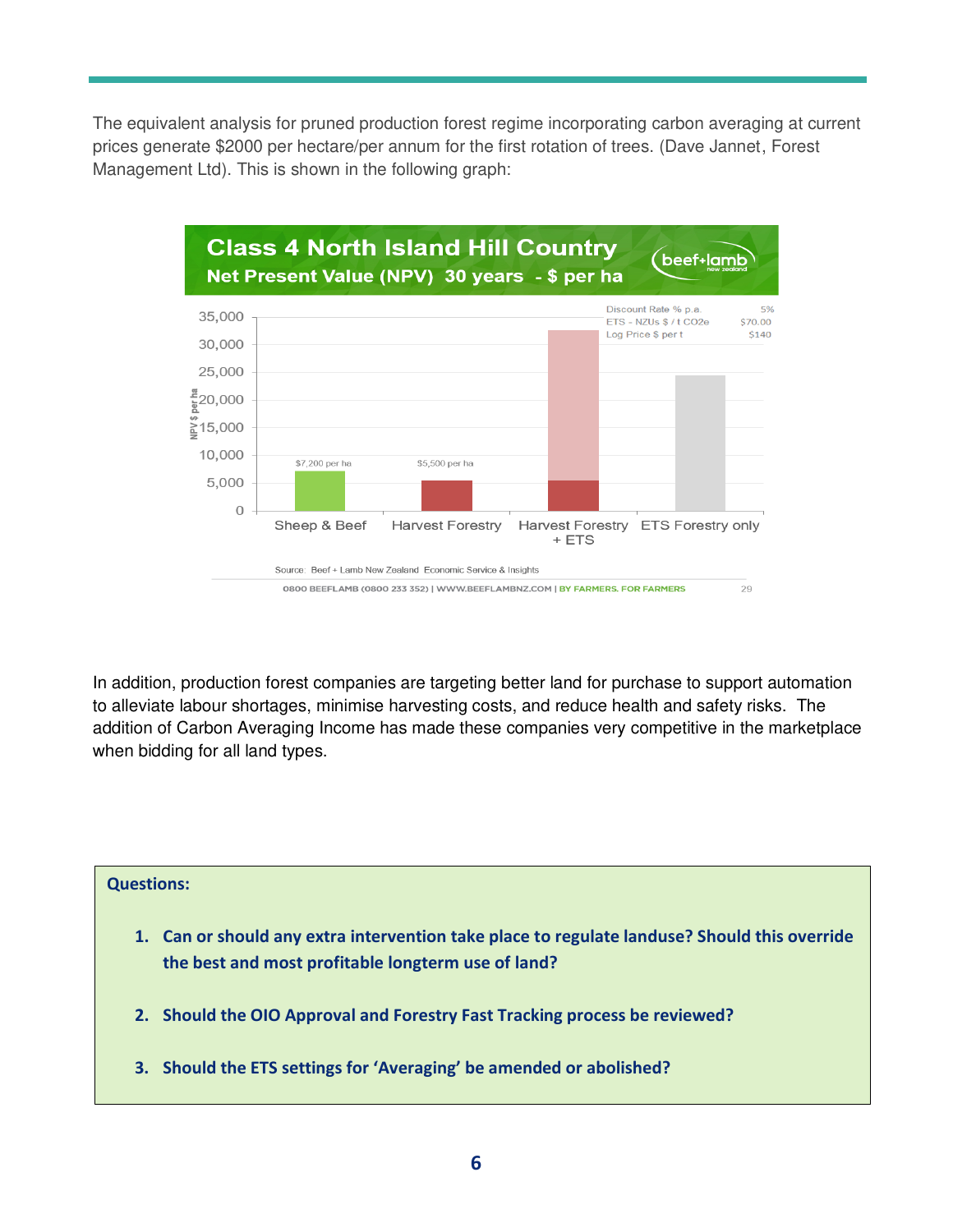The equivalent analysis for pruned production forest regime incorporating carbon averaging at current prices generate $2000 per hectare/per annum for the first rotation of trees. (Dave Jannet, Forest Management Ltd). This is shown in the following graph:

**Class 4 North Island Hill Country**
**Net Present Value (NPV) 30 years - $ per ha**

| Discount Rate % p.a. | 5% |
| --- | --- |
| ETS - NZUs $ / t CO2e | $70.00 |
| Log Price $ per t | $140 |

| Land use | NPV $ per ha |
| --- | --- |
| Sheep & Beef | $7,200 per ha |
| Harvest Forestry | $5,500 per ha |
| Harvest Forestry + ETS | |
| ETS Forestry only | |

Source: Beef + Lamb New Zealand Economic Service & Insights

In addition, production forest companies are targeting better land for purchase to support automation to alleviate labour shortages, minimise harvesting costs, and reduce health and safety risks. The addition of Carbon Averaging Income has made these companies very competitive in the marketplace when bidding for all land types.

**Questions:**

1. **Can or should any extra intervention take place to regulate landuse? Should this override the best and most profitable longterm use of land?**
2. **Should the OIO Approval and Forestry Fast Tracking process be reviewed?**
3. **Should the ETS settings for 'Averaging' be amended or abolished?**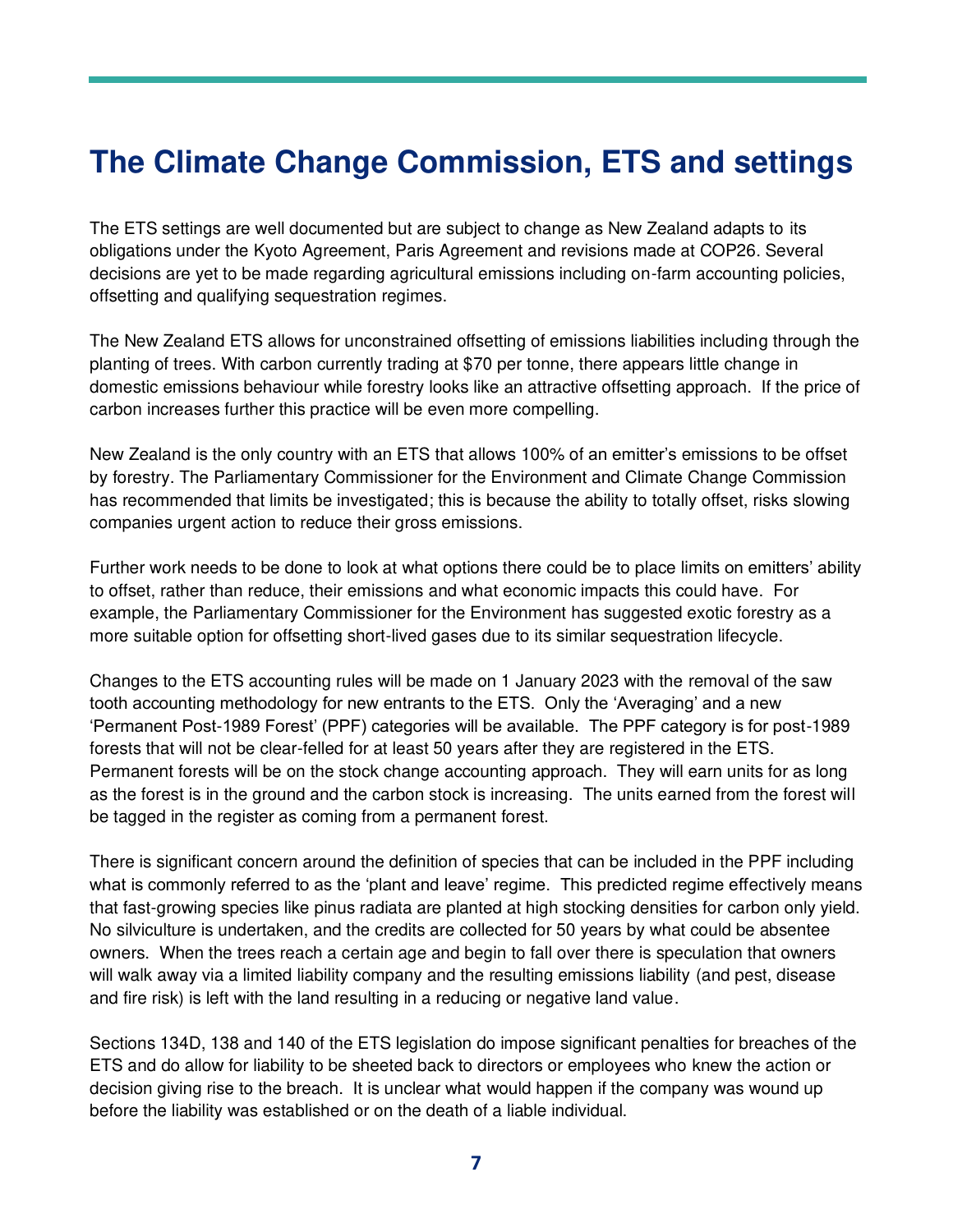# The Climate Change Commission, ETS and settings

The ETS settings are well documented but are subject to change as New Zealand adapts to its obligations under the Kyoto Agreement, Paris Agreement and revisions made at COP26. Several decisions are yet to be made regarding agricultural emissions including on-farm accounting policies, offsetting and qualifying sequestration regimes.

The New Zealand ETS allows for unconstrained offsetting of emissions liabilities including through the planting of trees. With carbon currently trading at $70 per tonne, there appears little change in domestic emissions behaviour while forestry looks like an attractive offsetting approach. If the price of carbon increases further this practice will be even more compelling.

New Zealand is the only country with an ETS that allows 100% of an emitter's emissions to be offset by forestry. The Parliamentary Commissioner for the Environment and Climate Change Commission has recommended that limits be investigated; this is because the ability to totally offset, risks slowing companies urgent action to reduce their gross emissions.

Further work needs to be done to look at what options there could be to place limits on emitters' ability to offset, rather than reduce, their emissions and what economic impacts this could have. For example, the Parliamentary Commissioner for the Environment has suggested exotic forestry as a more suitable option for offsetting short-lived gases due to its similar sequestration lifecycle.

Changes to the ETS accounting rules will be made on 1 January 2023 with the removal of the saw tooth accounting methodology for new entrants to the ETS. Only the 'Averaging' and a new 'Permanent Post-1989 Forest' (PPF) categories will be available. The PPF category is for post-1989 forests that will not be clear-felled for at least 50 years after they are registered in the ETS. Permanent forests will be on the stock change accounting approach. They will earn units for as long as the forest is in the ground and the carbon stock is increasing. The units earned from the forest will be tagged in the register as coming from a permanent forest.

There is significant concern around the definition of species that can be included in the PPF including what is commonly referred to as the 'plant and leave' regime. This predicted regime effectively means that fast-growing species like pinus radiata are planted at high stocking densities for carbon only yield. No silviculture is undertaken, and the credits are collected for 50 years by what could be absentee owners. When the trees reach a certain age and begin to fall over there is speculation that owners will walk away via a limited liability company and the resulting emissions liability (and pest, disease and fire risk) is left with the land resulting in a reducing or negative land value.

Sections 134D, 138 and 140 of the ETS legislation do impose significant penalties for breaches of the ETS and do allow for liability to be sheeted back to directors or employees who knew the action or decision giving rise to the breach. It is unclear what would happen if the company was wound up before the liability was established or on the death of a liable individual.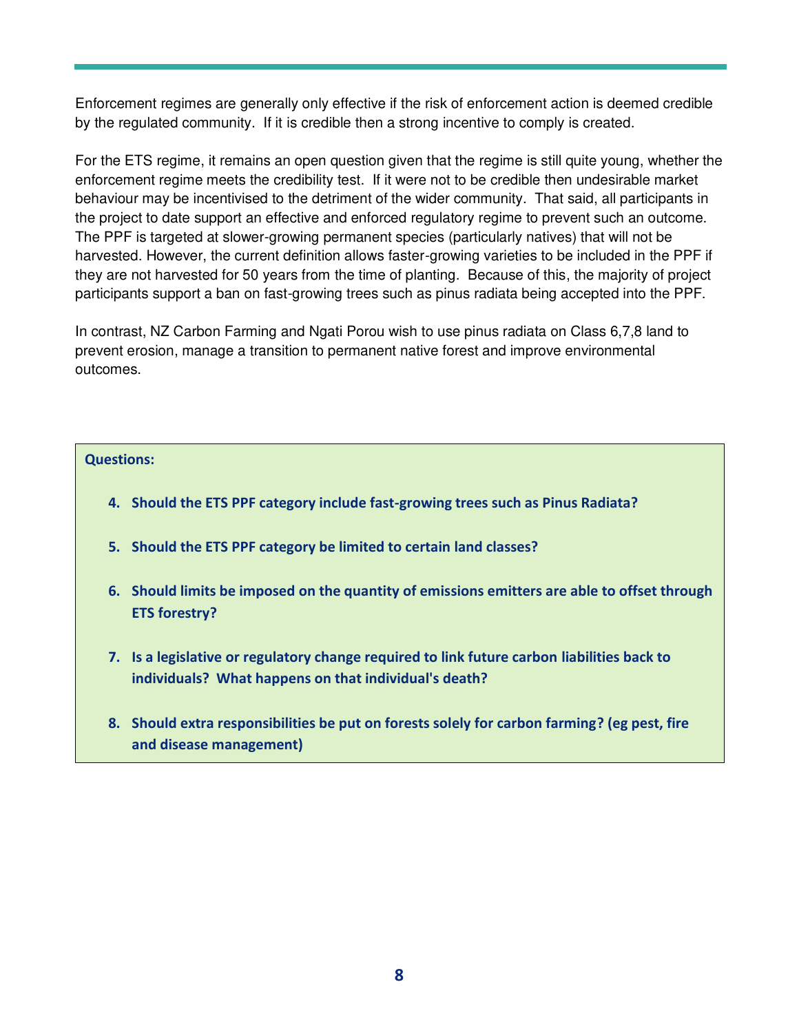Enforcement regimes are generally only effective if the risk of enforcement action is deemed credible by the regulated community. If it is credible then a strong incentive to comply is created.

For the ETS regime, it remains an open question given that the regime is still quite young, whether the enforcement regime meets the credibility test. If it were not to be credible then undesirable market behaviour may be incentivised to the detriment of the wider community. That said, all participants in the project to date support an effective and enforced regulatory regime to prevent such an outcome. The PPF is targeted at slower-growing permanent species (particularly natives) that will not be harvested. However, the current definition allows faster-growing varieties to be included in the PPF if they are not harvested for 50 years from the time of planting. Because of this, the majority of project participants support a ban on fast-growing trees such as pinus radiata being accepted into the PPF.

In contrast, NZ Carbon Farming and Ngati Porou wish to use pinus radiata on Class 6,7,8 land to prevent erosion, manage a transition to permanent native forest and improve environmental outcomes.

**Questions:**

4. **Should the ETS PPF category include fast-growing trees such as Pinus Radiata?**
5. **Should the ETS PPF category be limited to certain land classes?**
6. **Should limits be imposed on the quantity of emissions emitters are able to offset through ETS forestry?**
7. **Is a legislative or regulatory change required to link future carbon liabilities back to individuals? What happens on that individual's death?**
8. **Should extra responsibilities be put on forests solely for carbon farming? (eg pest, fire and disease management)**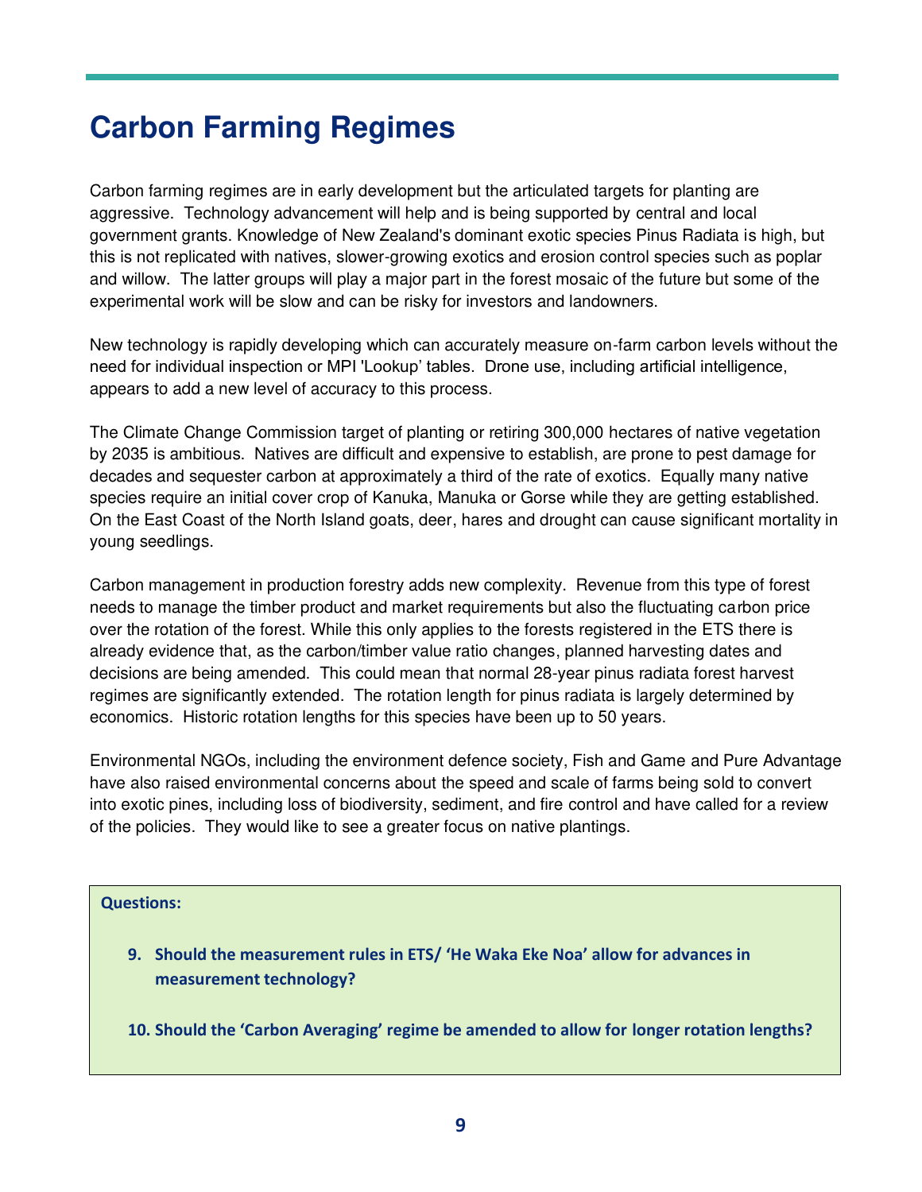# Carbon Farming Regimes

Carbon farming regimes are in early development but the articulated targets for planting are aggressive. Technology advancement will help and is being supported by central and local government grants. Knowledge of New Zealand's dominant exotic species Pinus Radiata is high, but this is not replicated with natives, slower-growing exotics and erosion control species such as poplar and willow. The latter groups will play a major part in the forest mosaic of the future but some of the experimental work will be slow and can be risky for investors and landowners.

New technology is rapidly developing which can accurately measure on-farm carbon levels without the need for individual inspection or MPI 'Lookup' tables. Drone use, including artificial intelligence, appears to add a new level of accuracy to this process.

The Climate Change Commission target of planting or retiring 300,000 hectares of native vegetation by 2035 is ambitious. Natives are difficult and expensive to establish, are prone to pest damage for decades and sequester carbon at approximately a third of the rate of exotics. Equally many native species require an initial cover crop of Kanuka, Manuka or Gorse while they are getting established. On the East Coast of the North Island goats, deer, hares and drought can cause significant mortality in young seedlings.

Carbon management in production forestry adds new complexity. Revenue from this type of forest needs to manage the timber product and market requirements but also the fluctuating carbon price over the rotation of the forest. While this only applies to the forests registered in the ETS there is already evidence that, as the carbon/timber value ratio changes, planned harvesting dates and decisions are being amended. This could mean that normal 28-year pinus radiata forest harvest regimes are significantly extended. The rotation length for pinus radiata is largely determined by economics. Historic rotation lengths for this species have been up to 50 years.

Environmental NGOs, including the environment defence society, Fish and Game and Pure Advantage have also raised environmental concerns about the speed and scale of farms being sold to convert into exotic pines, including loss of biodiversity, sediment, and fire control and have called for a review of the policies. They would like to see a greater focus on native plantings.

**Questions:**

9. **Should the measurement rules in ETS/ 'He Waka Eke Noa' allow for advances in measurement technology?**

10. **Should the 'Carbon Averaging' regime be amended to allow for longer rotation lengths?**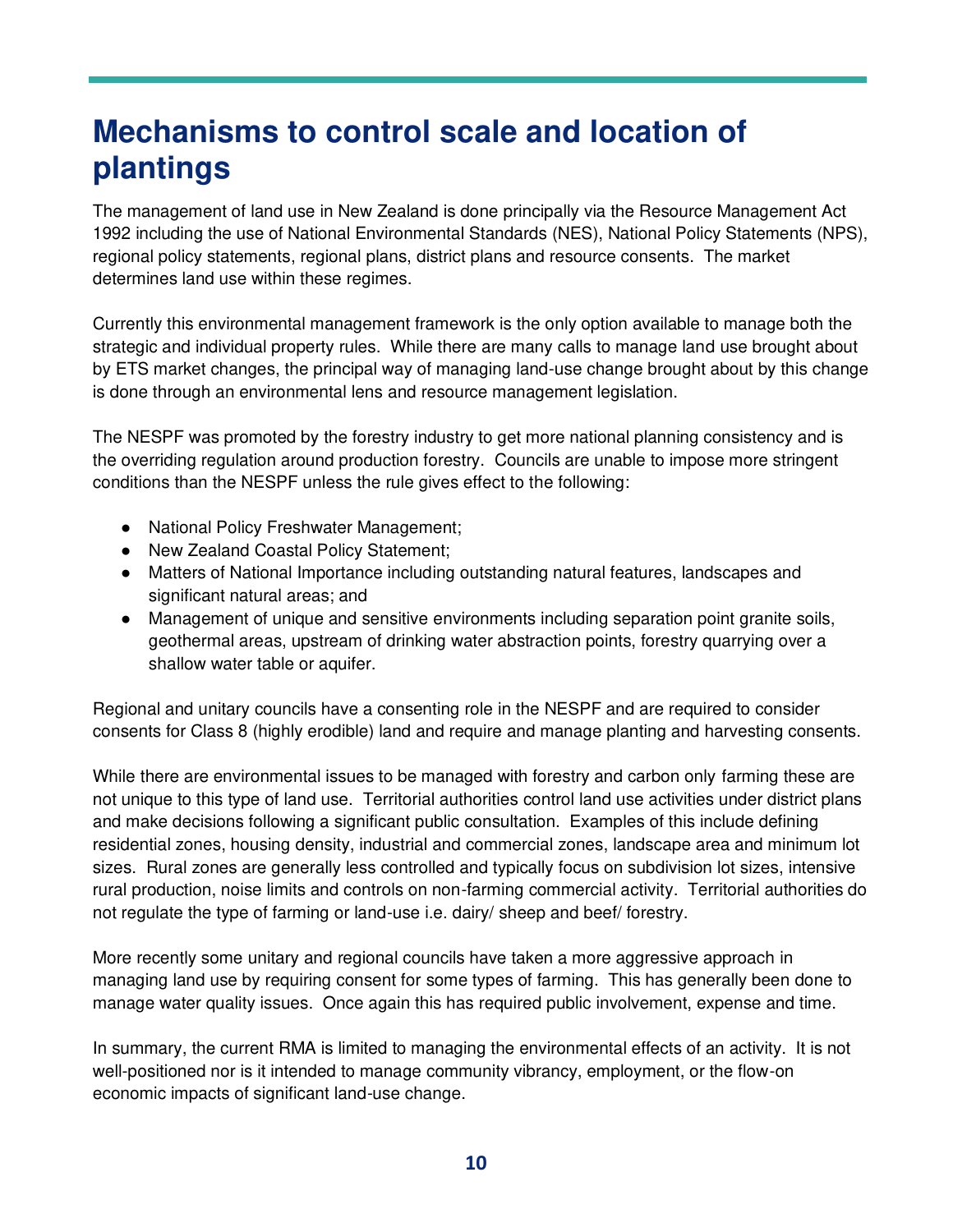# Mechanisms to control scale and location of plantings

The management of land use in New Zealand is done principally via the Resource Management Act 1992 including the use of National Environmental Standards (NES), National Policy Statements (NPS), regional policy statements, regional plans, district plans and resource consents. The market determines land use within these regimes.

Currently this environmental management framework is the only option available to manage both the strategic and individual property rules. While there are many calls to manage land use brought about by ETS market changes, the principal way of managing land-use change brought about by this change is done through an environmental lens and resource management legislation.

The NESPF was promoted by the forestry industry to get more national planning consistency and is the overriding regulation around production forestry. Councils are unable to impose more stringent conditions than the NESPF unless the rule gives effect to the following:

- National Policy Freshwater Management;
- New Zealand Coastal Policy Statement;
- Matters of National Importance including outstanding natural features, landscapes and significant natural areas; and
- Management of unique and sensitive environments including separation point granite soils, geothermal areas, upstream of drinking water abstraction points, forestry quarrying over a shallow water table or aquifer.

Regional and unitary councils have a consenting role in the NESPF and are required to consider consents for Class 8 (highly erodible) land and require and manage planting and harvesting consents.

While there are environmental issues to be managed with forestry and carbon only farming these are not unique to this type of land use. Territorial authorities control land use activities under district plans and make decisions following a significant public consultation. Examples of this include defining residential zones, housing density, industrial and commercial zones, landscape area and minimum lot sizes. Rural zones are generally less controlled and typically focus on subdivision lot sizes, intensive rural production, noise limits and controls on non-farming commercial activity. Territorial authorities do not regulate the type of farming or land-use i.e. dairy/ sheep and beef/ forestry.

More recently some unitary and regional councils have taken a more aggressive approach in managing land use by requiring consent for some types of farming. This has generally been done to manage water quality issues. Once again this has required public involvement, expense and time.

In summary, the current RMA is limited to managing the environmental effects of an activity. It is not well-positioned nor is it intended to manage community vibrancy, employment, or the flow-on economic impacts of significant land-use change.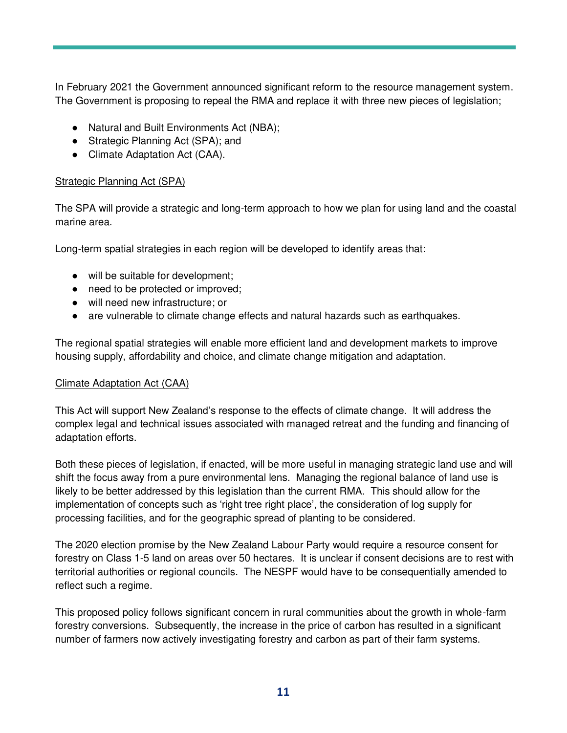In February 2021 the Government announced significant reform to the resource management system. The Government is proposing to repeal the RMA and replace it with three new pieces of legislation;

- Natural and Built Environments Act (NBA);
- Strategic Planning Act (SPA); and
- Climate Adaptation Act (CAA).

Strategic Planning Act (SPA)

The SPA will provide a strategic and long-term approach to how we plan for using land and the coastal marine area.

Long-term spatial strategies in each region will be developed to identify areas that:

- will be suitable for development;
- need to be protected or improved;
- will need new infrastructure; or
- are vulnerable to climate change effects and natural hazards such as earthquakes.

The regional spatial strategies will enable more efficient land and development markets to improve housing supply, affordability and choice, and climate change mitigation and adaptation.

Climate Adaptation Act (CAA)

This Act will support New Zealand's response to the effects of climate change. It will address the complex legal and technical issues associated with managed retreat and the funding and financing of adaptation efforts.

Both these pieces of legislation, if enacted, will be more useful in managing strategic land use and will shift the focus away from a pure environmental lens. Managing the regional balance of land use is likely to be better addressed by this legislation than the current RMA. This should allow for the implementation of concepts such as 'right tree right place', the consideration of log supply for processing facilities, and for the geographic spread of planting to be considered.

The 2020 election promise by the New Zealand Labour Party would require a resource consent for forestry on Class 1-5 land on areas over 50 hectares. It is unclear if consent decisions are to rest with territorial authorities or regional councils. The NESPF would have to be consequentially amended to reflect such a regime.

This proposed policy follows significant concern in rural communities about the growth in whole-farm forestry conversions. Subsequently, the increase in the price of carbon has resulted in a significant number of farmers now actively investigating forestry and carbon as part of their farm systems.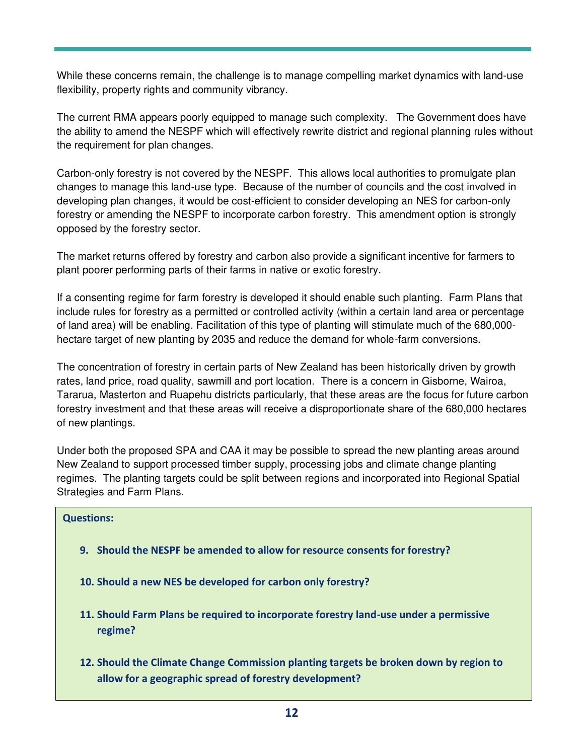While these concerns remain, the challenge is to manage compelling market dynamics with land-use flexibility, property rights and community vibrancy.

The current RMA appears poorly equipped to manage such complexity. The Government does have the ability to amend the NESPF which will effectively rewrite district and regional planning rules without the requirement for plan changes.

Carbon-only forestry is not covered by the NESPF. This allows local authorities to promulgate plan changes to manage this land-use type. Because of the number of councils and the cost involved in developing plan changes, it would be cost-efficient to consider developing an NES for carbon-only forestry or amending the NESPF to incorporate carbon forestry. This amendment option is strongly opposed by the forestry sector.

The market returns offered by forestry and carbon also provide a significant incentive for farmers to plant poorer performing parts of their farms in native or exotic forestry.

If a consenting regime for farm forestry is developed it should enable such planting. Farm Plans that include rules for forestry as a permitted or controlled activity (within a certain land area or percentage of land area) will be enabling. Facilitation of this type of planting will stimulate much of the 680,000-hectare target of new planting by 2035 and reduce the demand for whole-farm conversions.

The concentration of forestry in certain parts of New Zealand has been historically driven by growth rates, land price, road quality, sawmill and port location. There is a concern in Gisborne, Wairoa, Tararua, Masterton and Ruapehu districts particularly, that these areas are the focus for future carbon forestry investment and that these areas will receive a disproportionate share of the 680,000 hectares of new plantings.

Under both the proposed SPA and CAA it may be possible to spread the new planting areas around New Zealand to support processed timber supply, processing jobs and climate change planting regimes. The planting targets could be split between regions and incorporated into Regional Spatial Strategies and Farm Plans.

**Questions:**

9. **Should the NESPF be amended to allow for resource consents for forestry?**

10. **Should a new NES be developed for carbon only forestry?**

11. **Should Farm Plans be required to incorporate forestry land-use under a permissive regime?**

12. **Should the Climate Change Commission planting targets be broken down by region to allow for a geographic spread of forestry development?**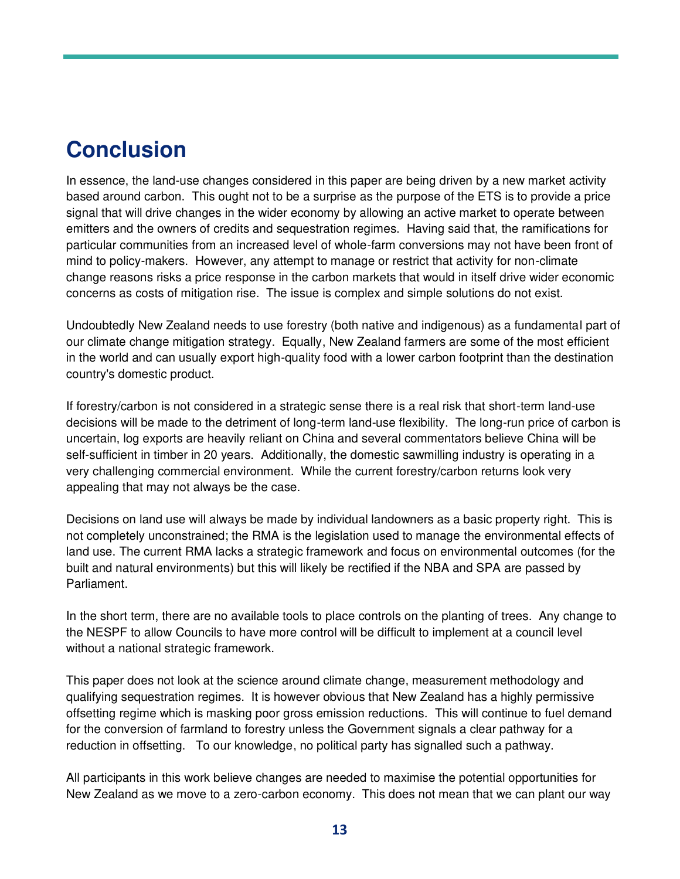# Conclusion

In essence, the land-use changes considered in this paper are being driven by a new market activity based around carbon. This ought not to be a surprise as the purpose of the ETS is to provide a price signal that will drive changes in the wider economy by allowing an active market to operate between emitters and the owners of credits and sequestration regimes. Having said that, the ramifications for particular communities from an increased level of whole-farm conversions may not have been front of mind to policy-makers. However, any attempt to manage or restrict that activity for non-climate change reasons risks a price response in the carbon markets that would in itself drive wider economic concerns as costs of mitigation rise. The issue is complex and simple solutions do not exist.

Undoubtedly New Zealand needs to use forestry (both native and indigenous) as a fundamental part of our climate change mitigation strategy. Equally, New Zealand farmers are some of the most efficient in the world and can usually export high-quality food with a lower carbon footprint than the destination country's domestic product.

If forestry/carbon is not considered in a strategic sense there is a real risk that short-term land-use decisions will be made to the detriment of long-term land-use flexibility. The long-run price of carbon is uncertain, log exports are heavily reliant on China and several commentators believe China will be self-sufficient in timber in 20 years. Additionally, the domestic sawmilling industry is operating in a very challenging commercial environment. While the current forestry/carbon returns look very appealing that may not always be the case.

Decisions on land use will always be made by individual landowners as a basic property right. This is not completely unconstrained; the RMA is the legislation used to manage the environmental effects of land use. The current RMA lacks a strategic framework and focus on environmental outcomes (for the built and natural environments) but this will likely be rectified if the NBA and SPA are passed by Parliament.

In the short term, there are no available tools to place controls on the planting of trees. Any change to the NESPF to allow Councils to have more control will be difficult to implement at a council level without a national strategic framework.

This paper does not look at the science around climate change, measurement methodology and qualifying sequestration regimes. It is however obvious that New Zealand has a highly permissive offsetting regime which is masking poor gross emission reductions. This will continue to fuel demand for the conversion of farmland to forestry unless the Government signals a clear pathway for a reduction in offsetting. To our knowledge, no political party has signalled such a pathway.

All participants in this work believe changes are needed to maximise the potential opportunities for New Zealand as we move to a zero-carbon economy. This does not mean that we can plant our way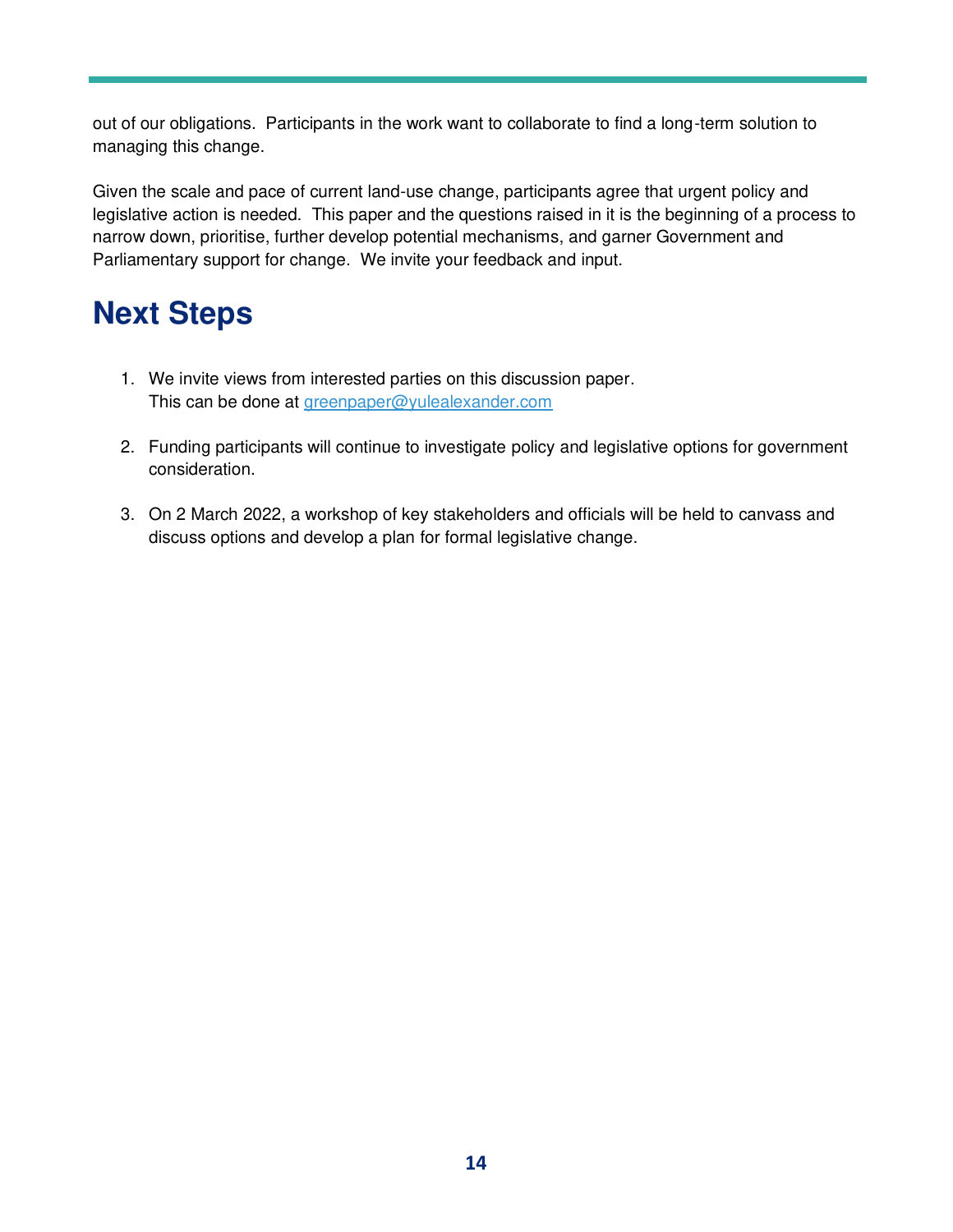out of our obligations. Participants in the work want to collaborate to find a long-term solution to managing this change.

Given the scale and pace of current land-use change, participants agree that urgent policy and legislative action is needed. This paper and the questions raised in it is the beginning of a process to narrow down, prioritise, further develop potential mechanisms, and garner Government and Parliamentary support for change. We invite your feedback and input.

# Next Steps

1. We invite views from interested parties on this discussion paper. This can be done at greenpaper@yulealexander.com

2. Funding participants will continue to investigate policy and legislative options for government consideration.

3. On 2 March 2022, a workshop of key stakeholders and officials will be held to canvass and discuss options and develop a plan for formal legislative change.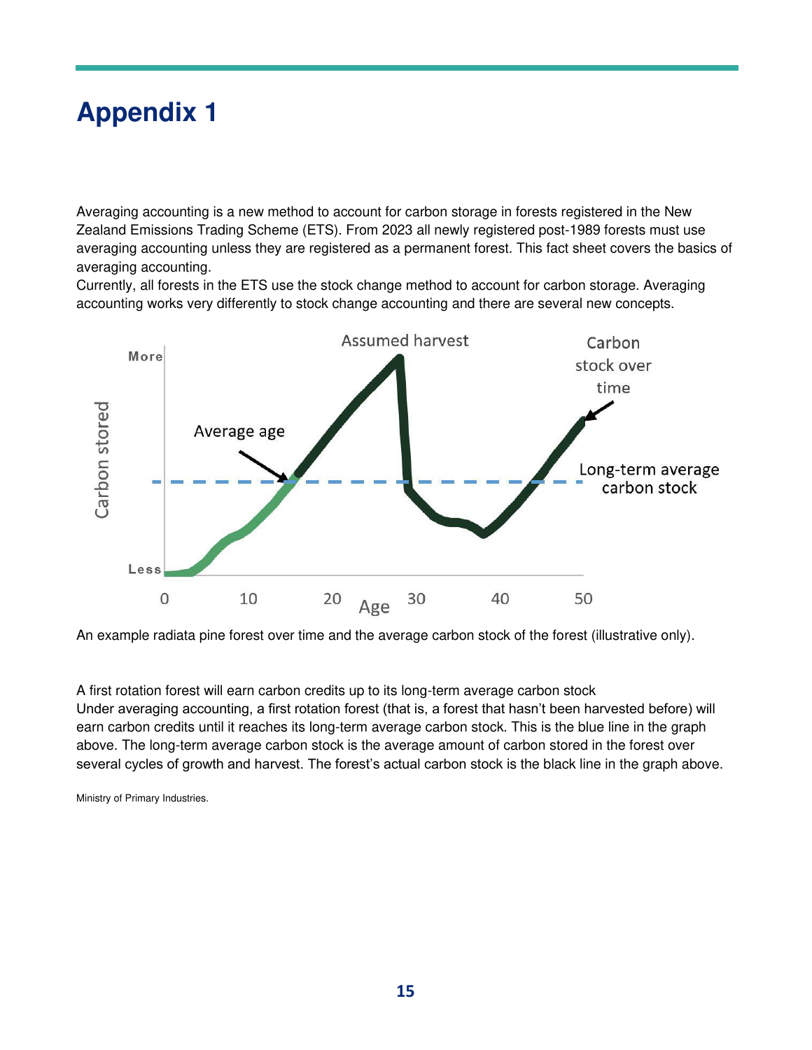# Appendix 1

Averaging accounting is a new method to account for carbon storage in forests registered in the New Zealand Emissions Trading Scheme (ETS). From 2023 all newly registered post-1989 forests must use averaging accounting unless they are registered as a permanent forest. This fact sheet covers the basics of averaging accounting.

Currently, all forests in the ETS use the stock change method to account for carbon storage. Averaging accounting works very differently to stock change accounting and there are several new concepts.

Assumed harvest

Carbon stock over time

More

Carbon stored

Average age

Long-term average carbon stock

Less

0

10

20

Age

30

40

50

An example radiata pine forest over time and the average carbon stock of the forest (illustrative only).

A first rotation forest will earn carbon credits up to its long-term average carbon stock

Under averaging accounting, a first rotation forest (that is, a forest that hasn't been harvested before) will earn carbon credits until it reaches its long-term average carbon stock. This is the blue line in the graph above. The long-term average carbon stock is the average amount of carbon stored in the forest over several cycles of growth and harvest. The forest's actual carbon stock is the black line in the graph above.

Ministry of Primary Industries.